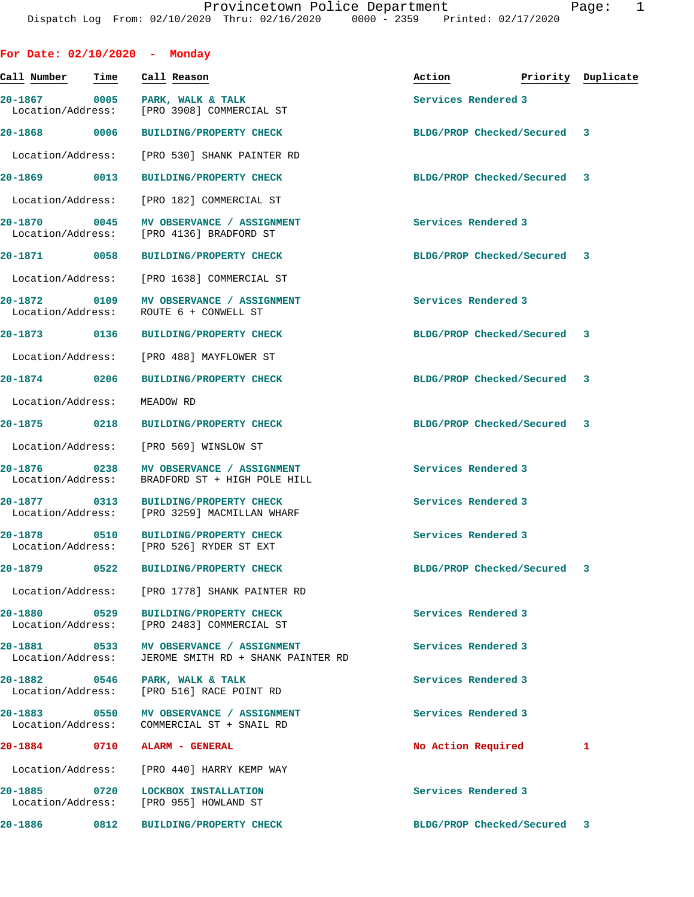Provincetown Police Department
Dispatch Log From: 02/10/2020 Thru: 02/16/2020 0000 - 2359 Printed: 02/17/2020

## For Date: 02/10/2020 - Monday

| Call Number | Time | Call Reason | Action | Priority | Duplicate |
|---|---|---|---|---|---|
| 20-1867 | 0005 | PARK, WALK & TALK | Services Rendered | 3 | |
| Location/Address: | | [PRO 3908] COMMERCIAL ST | | | |
| 20-1868 | 0006 | BUILDING/PROPERTY CHECK | BLDG/PROP Checked/Secured | 3 | |
| Location/Address: | | [PRO 530] SHANK PAINTER RD | | | |
| 20-1869 | 0013 | BUILDING/PROPERTY CHECK | BLDG/PROP Checked/Secured | 3 | |
| Location/Address: | | [PRO 182] COMMERCIAL ST | | | |
| 20-1870 | 0045 | MV OBSERVANCE / ASSIGNMENT | Services Rendered | 3 | |
| Location/Address: | | [PRO 4136] BRADFORD ST | | | |
| 20-1871 | 0058 | BUILDING/PROPERTY CHECK | BLDG/PROP Checked/Secured | 3 | |
| Location/Address: | | [PRO 1638] COMMERCIAL ST | | | |
| 20-1872 | 0109 | MV OBSERVANCE / ASSIGNMENT | Services Rendered | 3 | |
| Location/Address: | | ROUTE 6 + CONWELL ST | | | |
| 20-1873 | 0136 | BUILDING/PROPERTY CHECK | BLDG/PROP Checked/Secured | 3 | |
| Location/Address: | | [PRO 488] MAYFLOWER ST | | | |
| 20-1874 | 0206 | BUILDING/PROPERTY CHECK | BLDG/PROP Checked/Secured | 3 | |
| Location/Address: | | MEADOW RD | | | |
| 20-1875 | 0218 | BUILDING/PROPERTY CHECK | BLDG/PROP Checked/Secured | 3 | |
| Location/Address: | | [PRO 569] WINSLOW ST | | | |
| 20-1876 | 0238 | MV OBSERVANCE / ASSIGNMENT | Services Rendered | 3 | |
| Location/Address: | | BRADFORD ST + HIGH POLE HILL | | | |
| 20-1877 | 0313 | BUILDING/PROPERTY CHECK | Services Rendered | 3 | |
| Location/Address: | | [PRO 3259] MACMILLAN WHARF | | | |
| 20-1878 | 0510 | BUILDING/PROPERTY CHECK | Services Rendered | 3 | |
| Location/Address: | | [PRO 526] RYDER ST EXT | | | |
| 20-1879 | 0522 | BUILDING/PROPERTY CHECK | BLDG/PROP Checked/Secured | 3 | |
| Location/Address: | | [PRO 1778] SHANK PAINTER RD | | | |
| 20-1880 | 0529 | BUILDING/PROPERTY CHECK | Services Rendered | 3 | |
| Location/Address: | | [PRO 2483] COMMERCIAL ST | | | |
| 20-1881 | 0533 | MV OBSERVANCE / ASSIGNMENT | Services Rendered | 3 | |
| Location/Address: | | JEROME SMITH RD + SHANK PAINTER RD | | | |
| 20-1882 | 0546 | PARK, WALK & TALK | Services Rendered | 3 | |
| Location/Address: | | [PRO 516] RACE POINT RD | | | |
| 20-1883 | 0550 | MV OBSERVANCE / ASSIGNMENT | Services Rendered | 3 | |
| Location/Address: | | COMMERCIAL ST + SNAIL RD | | | |
| 20-1884 | 0710 | ALARM - GENERAL | No Action Required | 1 | |
| Location/Address: | | [PRO 440] HARRY KEMP WAY | | | |
| 20-1885 | 0720 | LOCKBOX INSTALLATION | Services Rendered | 3 | |
| Location/Address: | | [PRO 955] HOWLAND ST | | | |
| 20-1886 | 0812 | BUILDING/PROPERTY CHECK | BLDG/PROP Checked/Secured | 3 | |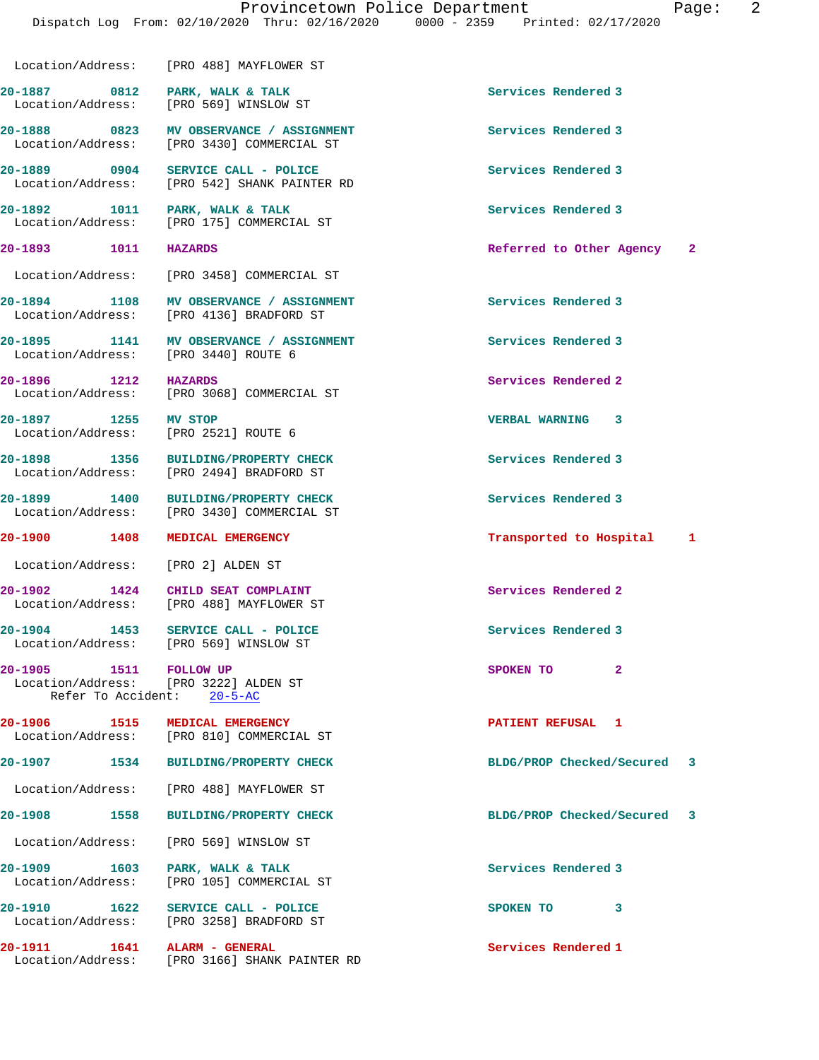Location/Address: [PRO 488] MAYFLOWER ST

| Call # | Time | Call Reason | Action | Priority |
|---|---|---|---|---|
| 20-1887 | 0812 | PARK, WALK & TALK | Services Rendered | 3 |
| | | Location/Address: [PRO 569] WINSLOW ST | | |
| 20-1888 | 0823 | MV OBSERVANCE / ASSIGNMENT | Services Rendered | 3 |
| | | Location/Address: [PRO 3430] COMMERCIAL ST | | |
| 20-1889 | 0904 | SERVICE CALL - POLICE | Services Rendered | 3 |
| | | Location/Address: [PRO 542] SHANK PAINTER RD | | |
| 20-1892 | 1011 | PARK, WALK & TALK | Services Rendered | 3 |
| | | Location/Address: [PRO 175] COMMERCIAL ST | | |
| 20-1893 | 1011 | HAZARDS | Referred to Other Agency | 2 |
| | | Location/Address: [PRO 3458] COMMERCIAL ST | | |
| 20-1894 | 1108 | MV OBSERVANCE / ASSIGNMENT | Services Rendered | 3 |
| | | Location/Address: [PRO 4136] BRADFORD ST | | |
| 20-1895 | 1141 | MV OBSERVANCE / ASSIGNMENT | Services Rendered | 3 |
| | | Location/Address: [PRO 3440] ROUTE 6 | | |
| 20-1896 | 1212 | HAZARDS | Services Rendered | 2 |
| | | Location/Address: [PRO 3068] COMMERCIAL ST | | |
| 20-1897 | 1255 | MV STOP | VERBAL WARNING | 3 |
| | | Location/Address: [PRO 2521] ROUTE 6 | | |
| 20-1898 | 1356 | BUILDING/PROPERTY CHECK | Services Rendered | 3 |
| | | Location/Address: [PRO 2494] BRADFORD ST | | |
| 20-1899 | 1400 | BUILDING/PROPERTY CHECK | Services Rendered | 3 |
| | | Location/Address: [PRO 3430] COMMERCIAL ST | | |
| 20-1900 | 1408 | MEDICAL EMERGENCY | Transported to Hospital | 1 |
| | | Location/Address: [PRO 2] ALDEN ST | | |
| 20-1902 | 1424 | CHILD SEAT COMPLAINT | Services Rendered | 2 |
| | | Location/Address: [PRO 488] MAYFLOWER ST | | |
| 20-1904 | 1453 | SERVICE CALL - POLICE | Services Rendered | 3 |
| | | Location/Address: [PRO 569] WINSLOW ST | | |
| 20-1905 | 1511 | FOLLOW UP | SPOKEN TO | 2 |
| | | Location/Address: [PRO 3222] ALDEN ST; Refer To Accident: 20-5-AC | | |
| 20-1906 | 1515 | MEDICAL EMERGENCY | PATIENT REFUSAL | 1 |
| | | Location/Address: [PRO 810] COMMERCIAL ST | | |
| 20-1907 | 1534 | BUILDING/PROPERTY CHECK | BLDG/PROP Checked/Secured | 3 |
| | | Location/Address: [PRO 488] MAYFLOWER ST | | |
| 20-1908 | 1558 | BUILDING/PROPERTY CHECK | BLDG/PROP Checked/Secured | 3 |
| | | Location/Address: [PRO 569] WINSLOW ST | | |
| 20-1909 | 1603 | PARK, WALK & TALK | Services Rendered | 3 |
| | | Location/Address: [PRO 105] COMMERCIAL ST | | |
| 20-1910 | 1622 | SERVICE CALL - POLICE | SPOKEN TO | 3 |
| | | Location/Address: [PRO 3258] BRADFORD ST | | |
| 20-1911 | 1641 | ALARM - GENERAL | Services Rendered | 1 |
| | | Location/Address: [PRO 3166] SHANK PAINTER RD | | |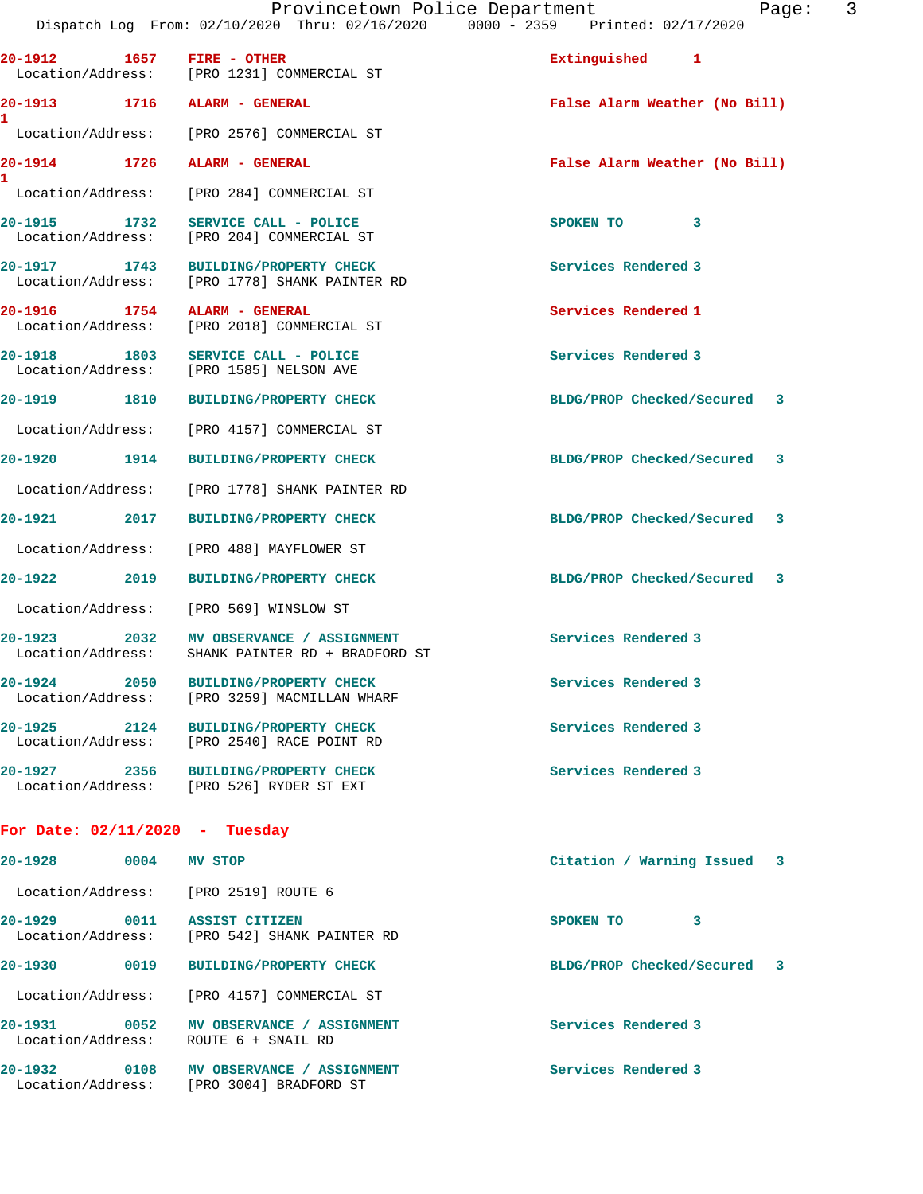| Call # | Time | Call Type | Disposition | Priority |
|---|---|---|---|---|
| 20-1912 | 1657 | FIRE - OTHER | Extinguished | 1 |
| Location/Address: | | [PRO 1231] COMMERCIAL ST | | |
| 20-1913 | 1716 | ALARM - GENERAL | False Alarm Weather (No Bill) | 1 |
| Location/Address: | | [PRO 2576] COMMERCIAL ST | | |
| 20-1914 | 1726 | ALARM - GENERAL | False Alarm Weather (No Bill) | 1 |
| Location/Address: | | [PRO 284] COMMERCIAL ST | | |
| 20-1915 | 1732 | SERVICE CALL - POLICE | SPOKEN TO | 3 |
| Location/Address: | | [PRO 204] COMMERCIAL ST | | |
| 20-1917 | 1743 | BUILDING/PROPERTY CHECK | Services Rendered | 3 |
| Location/Address: | | [PRO 1778] SHANK PAINTER RD | | |
| 20-1916 | 1754 | ALARM - GENERAL | Services Rendered | 1 |
| Location/Address: | | [PRO 2018] COMMERCIAL ST | | |
| 20-1918 | 1803 | SERVICE CALL - POLICE | Services Rendered | 3 |
| Location/Address: | | [PRO 1585] NELSON AVE | | |
| 20-1919 | 1810 | BUILDING/PROPERTY CHECK | BLDG/PROP Checked/Secured | 3 |
| Location/Address: | | [PRO 4157] COMMERCIAL ST | | |
| 20-1920 | 1914 | BUILDING/PROPERTY CHECK | BLDG/PROP Checked/Secured | 3 |
| Location/Address: | | [PRO 1778] SHANK PAINTER RD | | |
| 20-1921 | 2017 | BUILDING/PROPERTY CHECK | BLDG/PROP Checked/Secured | 3 |
| Location/Address: | | [PRO 488] MAYFLOWER ST | | |
| 20-1922 | 2019 | BUILDING/PROPERTY CHECK | BLDG/PROP Checked/Secured | 3 |
| Location/Address: | | [PRO 569] WINSLOW ST | | |
| 20-1923 | 2032 | MV OBSERVANCE / ASSIGNMENT | Services Rendered | 3 |
| Location/Address: | | SHANK PAINTER RD + BRADFORD ST | | |
| 20-1924 | 2050 | BUILDING/PROPERTY CHECK | Services Rendered | 3 |
| Location/Address: | | [PRO 3259] MACMILLAN WHARF | | |
| 20-1925 | 2124 | BUILDING/PROPERTY CHECK | Services Rendered | 3 |
| Location/Address: | | [PRO 2540] RACE POINT RD | | |
| 20-1927 | 2356 | BUILDING/PROPERTY CHECK | Services Rendered | 3 |
| Location/Address: | | [PRO 526] RYDER ST EXT | | |

## For Date: 02/11/2020 - Tuesday

| Call # | Time | Call Type | Disposition | Priority |
|---|---|---|---|---|
| 20-1928 | 0004 | MV STOP | Citation / Warning Issued | 3 |
| Location/Address: | | [PRO 2519] ROUTE 6 | | |
| 20-1929 | 0011 | ASSIST CITIZEN | SPOKEN TO | 3 |
| Location/Address: | | [PRO 542] SHANK PAINTER RD | | |
| 20-1930 | 0019 | BUILDING/PROPERTY CHECK | BLDG/PROP Checked/Secured | 3 |
| Location/Address: | | [PRO 4157] COMMERCIAL ST | | |
| 20-1931 | 0052 | MV OBSERVANCE / ASSIGNMENT | Services Rendered | 3 |
| Location/Address: | | ROUTE 6 + SNAIL RD | | |
| 20-1932 | 0108 | MV OBSERVANCE / ASSIGNMENT | Services Rendered | 3 |
| Location/Address: | | [PRO 3004] BRADFORD ST | | |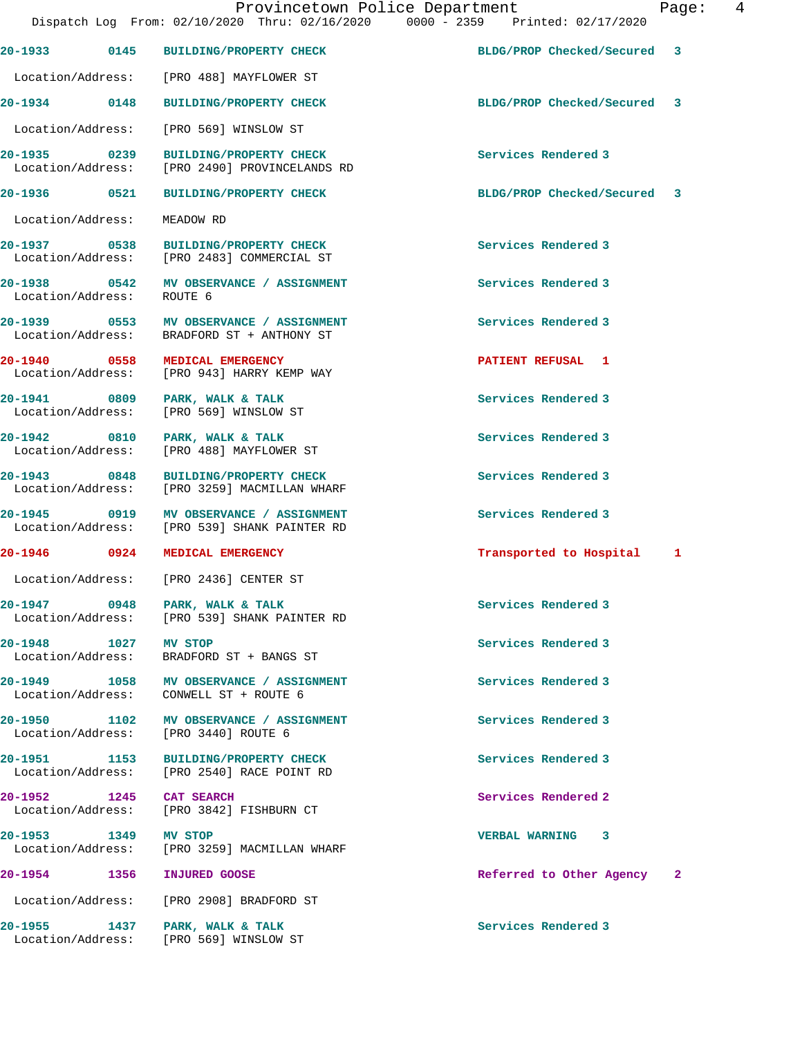Provincetown Police Department

Dispatch Log From: 02/10/2020 Thru: 02/16/2020 0000 - 2359 Printed: 02/17/2020

**20-1933 0145 BUILDING/PROPERTY CHECK** BLDG/PROP Checked/Secured 3

Location/Address: [PRO 488] MAYFLOWER ST

**20-1934 0148 BUILDING/PROPERTY CHECK** BLDG/PROP Checked/Secured 3

Location/Address: [PRO 569] WINSLOW ST

**20-1935 0239 BUILDING/PROPERTY CHECK** Services Rendered 3

Location/Address: [PRO 2490] PROVINCELANDS RD

**20-1936 0521 BUILDING/PROPERTY CHECK** BLDG/PROP Checked/Secured 3

Location/Address: MEADOW RD

**20-1937 0538 BUILDING/PROPERTY CHECK** Services Rendered 3

Location/Address: [PRO 2483] COMMERCIAL ST

**20-1938 0542 MV OBSERVANCE / ASSIGNMENT** Services Rendered 3

Location/Address: ROUTE 6

**20-1939 0553 MV OBSERVANCE / ASSIGNMENT** Services Rendered 3

Location/Address: BRADFORD ST + ANTHONY ST

**20-1940 0558 MEDICAL EMERGENCY** PATIENT REFUSAL 1

Location/Address: [PRO 943] HARRY KEMP WAY

**20-1941 0809 PARK, WALK & TALK** Services Rendered 3

Location/Address: [PRO 569] WINSLOW ST

**20-1942 0810 PARK, WALK & TALK** Services Rendered 3

Location/Address: [PRO 488] MAYFLOWER ST

**20-1943 0848 BUILDING/PROPERTY CHECK** Services Rendered 3

Location/Address: [PRO 3259] MACMILLAN WHARF

**20-1945 0919 MV OBSERVANCE / ASSIGNMENT** Services Rendered 3

Location/Address: [PRO 539] SHANK PAINTER RD

**20-1946 0924 MEDICAL EMERGENCY** Transported to Hospital 1

Location/Address: [PRO 2436] CENTER ST

**20-1947 0948 PARK, WALK & TALK** Services Rendered 3

Location/Address: [PRO 539] SHANK PAINTER RD

**20-1948 1027 MV STOP** Services Rendered 3

Location/Address: BRADFORD ST + BANGS ST

**20-1949 1058 MV OBSERVANCE / ASSIGNMENT** Services Rendered 3

Location/Address: CONWELL ST + ROUTE 6

**20-1950 1102 MV OBSERVANCE / ASSIGNMENT** Services Rendered 3

Location/Address: [PRO 3440] ROUTE 6

**20-1951 1153 BUILDING/PROPERTY CHECK** Services Rendered 3

Location/Address: [PRO 2540] RACE POINT RD

**20-1952 1245 CAT SEARCH** Services Rendered 2

Location/Address: [PRO 3842] FISHBURN CT

**20-1953 1349 MV STOP** VERBAL WARNING 3

Location/Address: [PRO 3259] MACMILLAN WHARF

**20-1954 1356 INJURED GOOSE** Referred to Other Agency 2

Location/Address: [PRO 2908] BRADFORD ST

**20-1955 1437 PARK, WALK & TALK** Services Rendered 3

Location/Address: [PRO 569] WINSLOW ST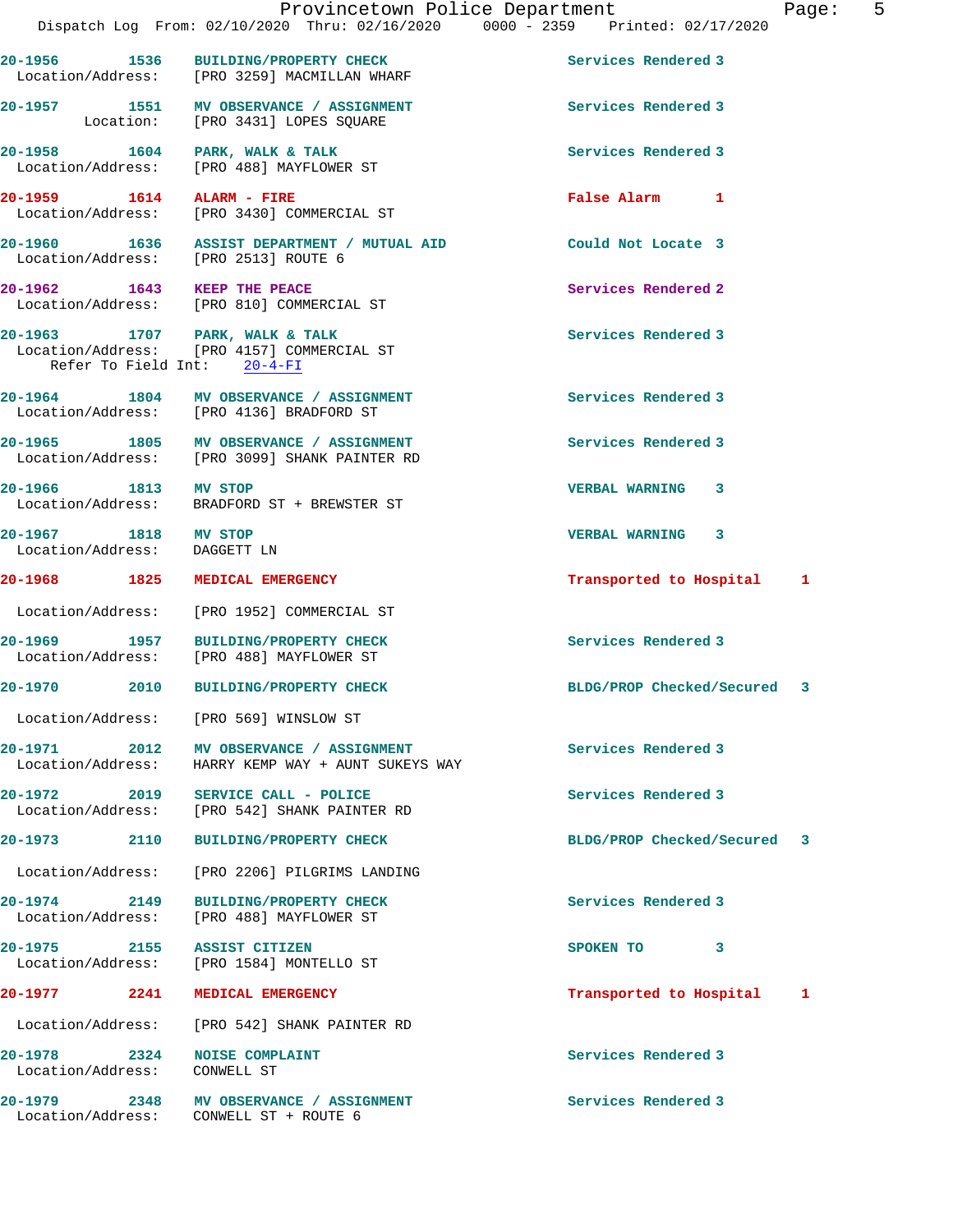20-1956 1536 **BUILDING/PROPERTY CHECK** Services Rendered 3
Location/Address: [PRO 3259] MACMILLAN WHARF

20-1957 1551 **MV OBSERVANCE / ASSIGNMENT** Services Rendered 3
Location: [PRO 3431] LOPES SQUARE

20-1958 1604 **PARK, WALK & TALK** Services Rendered 3
Location/Address: [PRO 488] MAYFLOWER ST

20-1959 1614 **ALARM - FIRE** False Alarm 1
Location/Address: [PRO 3430] COMMERCIAL ST

20-1960 1636 **ASSIST DEPARTMENT / MUTUAL AID** Could Not Locate 3
Location/Address: [PRO 2513] ROUTE 6

20-1962 1643 **KEEP THE PEACE** Services Rendered 2
Location/Address: [PRO 810] COMMERCIAL ST

20-1963 1707 **PARK, WALK & TALK** Services Rendered 3
Location/Address: [PRO 4157] COMMERCIAL ST
Refer To Field Int: 20-4-FI

20-1964 1804 **MV OBSERVANCE / ASSIGNMENT** Services Rendered 3
Location/Address: [PRO 4136] BRADFORD ST

20-1965 1805 **MV OBSERVANCE / ASSIGNMENT** Services Rendered 3
Location/Address: [PRO 3099] SHANK PAINTER RD

20-1966 1813 **MV STOP** VERBAL WARNING 3
Location/Address: BRADFORD ST + BREWSTER ST

20-1967 1818 **MV STOP** VERBAL WARNING 3
Location/Address: DAGGETT LN

20-1968 1825 **MEDICAL EMERGENCY** Transported to Hospital 1
Location/Address: [PRO 1952] COMMERCIAL ST

20-1969 1957 **BUILDING/PROPERTY CHECK** Services Rendered 3
Location/Address: [PRO 488] MAYFLOWER ST

20-1970 2010 **BUILDING/PROPERTY CHECK** BLDG/PROP Checked/Secured 3
Location/Address: [PRO 569] WINSLOW ST

20-1971 2012 **MV OBSERVANCE / ASSIGNMENT** Services Rendered 3
Location/Address: HARRY KEMP WAY + AUNT SUKEYS WAY

20-1972 2019 **SERVICE CALL - POLICE** Services Rendered 3
Location/Address: [PRO 542] SHANK PAINTER RD

20-1973 2110 **BUILDING/PROPERTY CHECK** BLDG/PROP Checked/Secured 3
Location/Address: [PRO 2206] PILGRIMS LANDING

20-1974 2149 **BUILDING/PROPERTY CHECK** Services Rendered 3
Location/Address: [PRO 488] MAYFLOWER ST

20-1975 2155 **ASSIST CITIZEN** SPOKEN TO 3
Location/Address: [PRO 1584] MONTELLO ST

20-1977 2241 **MEDICAL EMERGENCY** Transported to Hospital 1
Location/Address: [PRO 542] SHANK PAINTER RD

20-1978 2324 **NOISE COMPLAINT** Services Rendered 3
Location/Address: CONWELL ST

20-1979 2348 **MV OBSERVANCE / ASSIGNMENT** Services Rendered 3
Location/Address: CONWELL ST + ROUTE 6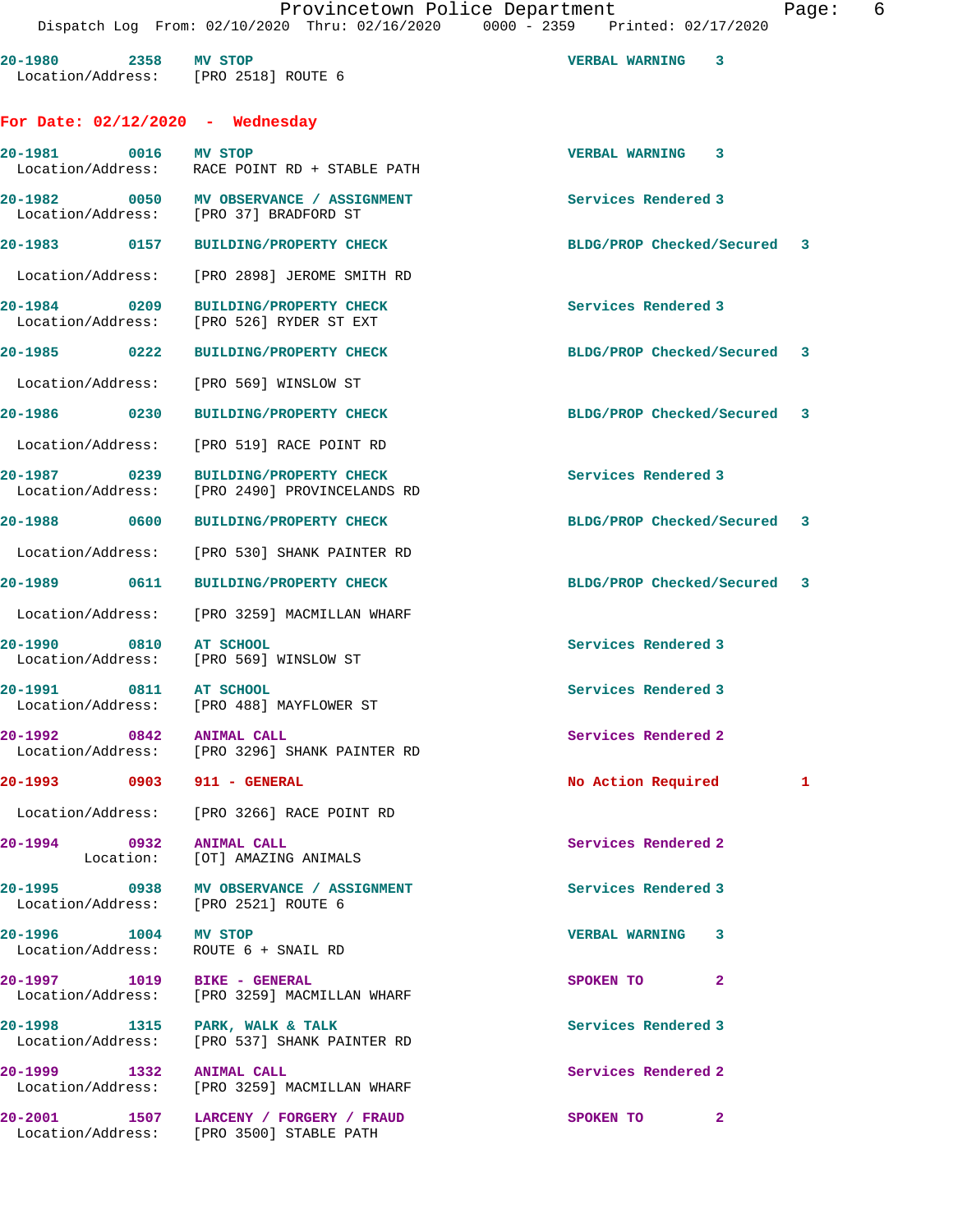20-1980 2358 MV STOP VERBAL WARNING 3
Location/Address: [PRO 2518] ROUTE 6

## For Date: 02/12/2020 - Wednesday

20-1981 0016 MV STOP VERBAL WARNING 3
Location/Address: RACE POINT RD + STABLE PATH

20-1982 0050 MV OBSERVANCE / ASSIGNMENT Services Rendered 3
Location/Address: [PRO 37] BRADFORD ST

20-1983 0157 BUILDING/PROPERTY CHECK BLDG/PROP Checked/Secured 3
Location/Address: [PRO 2898] JEROME SMITH RD

20-1984 0209 BUILDING/PROPERTY CHECK Services Rendered 3
Location/Address: [PRO 526] RYDER ST EXT

20-1985 0222 BUILDING/PROPERTY CHECK BLDG/PROP Checked/Secured 3
Location/Address: [PRO 569] WINSLOW ST

20-1986 0230 BUILDING/PROPERTY CHECK BLDG/PROP Checked/Secured 3
Location/Address: [PRO 519] RACE POINT RD

20-1987 0239 BUILDING/PROPERTY CHECK Services Rendered 3
Location/Address: [PRO 2490] PROVINCELANDS RD

20-1988 0600 BUILDING/PROPERTY CHECK BLDG/PROP Checked/Secured 3
Location/Address: [PRO 530] SHANK PAINTER RD

20-1989 0611 BUILDING/PROPERTY CHECK BLDG/PROP Checked/Secured 3
Location/Address: [PRO 3259] MACMILLAN WHARF

20-1990 0810 AT SCHOOL Services Rendered 3
Location/Address: [PRO 569] WINSLOW ST

20-1991 0811 AT SCHOOL Services Rendered 3
Location/Address: [PRO 488] MAYFLOWER ST

20-1992 0842 ANIMAL CALL Services Rendered 2
Location/Address: [PRO 3296] SHANK PAINTER RD

20-1993 0903 911 - GENERAL No Action Required 1
Location/Address: [PRO 3266] RACE POINT RD

20-1994 0932 ANIMAL CALL Services Rendered 2
Location: [OT] AMAZING ANIMALS

20-1995 0938 MV OBSERVANCE / ASSIGNMENT Services Rendered 3
Location/Address: [PRO 2521] ROUTE 6

20-1996 1004 MV STOP VERBAL WARNING 3
Location/Address: ROUTE 6 + SNAIL RD

20-1997 1019 BIKE - GENERAL SPOKEN TO 2
Location/Address: [PRO 3259] MACMILLAN WHARF

20-1998 1315 PARK, WALK & TALK Services Rendered 3
Location/Address: [PRO 537] SHANK PAINTER RD

20-1999 1332 ANIMAL CALL Services Rendered 2
Location/Address: [PRO 3259] MACMILLAN WHARF

20-2001 1507 LARCENY / FORGERY / FRAUD SPOKEN TO 2
Location/Address: [PRO 3500] STABLE PATH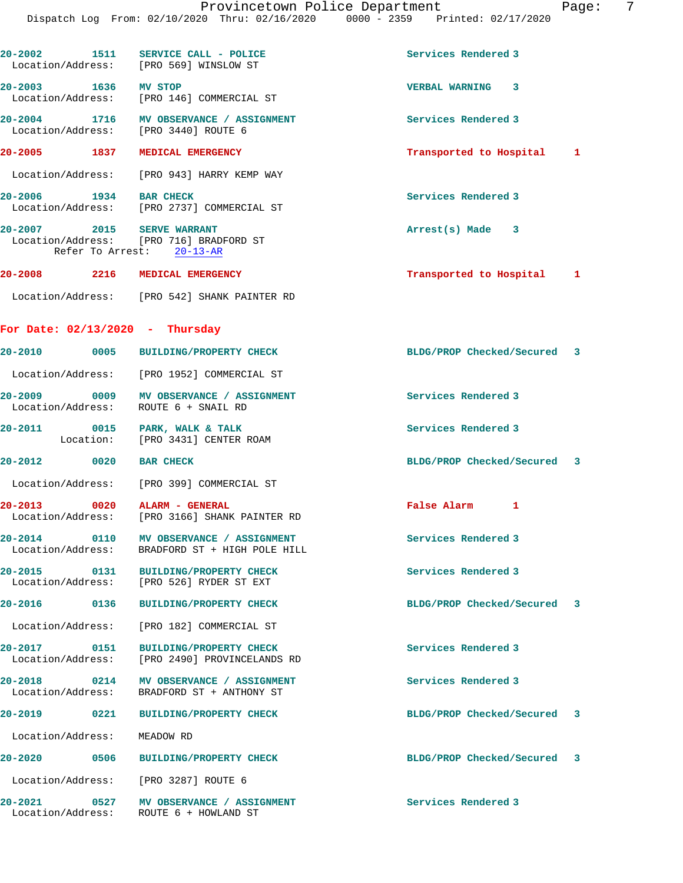20-2002 1511 SERVICE CALL - POLICE Services Rendered 3
Location/Address: [PRO 569] WINSLOW ST

20-2003 1636 MV STOP VERBAL WARNING 3
Location/Address: [PRO 146] COMMERCIAL ST

20-2004 1716 MV OBSERVANCE / ASSIGNMENT Services Rendered 3
Location/Address: [PRO 3440] ROUTE 6

20-2005 1837 MEDICAL EMERGENCY Transported to Hospital 1
Location/Address: [PRO 943] HARRY KEMP WAY

20-2006 1934 BAR CHECK Services Rendered 3
Location/Address: [PRO 2737] COMMERCIAL ST

20-2007 2015 SERVE WARRANT Arrest(s) Made 3
Location/Address: [PRO 716] BRADFORD ST
Refer To Arrest: 20-13-AR

20-2008 2216 MEDICAL EMERGENCY Transported to Hospital 1
Location/Address: [PRO 542] SHANK PAINTER RD

## For Date: 02/13/2020 - Thursday

20-2010 0005 BUILDING/PROPERTY CHECK BLDG/PROP Checked/Secured 3
Location/Address: [PRO 1952] COMMERCIAL ST

20-2009 0009 MV OBSERVANCE / ASSIGNMENT Services Rendered 3
Location/Address: ROUTE 6 + SNAIL RD

20-2011 0015 PARK, WALK & TALK Services Rendered 3
Location: [PRO 3431] CENTER ROAM

20-2012 0020 BAR CHECK BLDG/PROP Checked/Secured 3
Location/Address: [PRO 399] COMMERCIAL ST

20-2013 0020 ALARM - GENERAL False Alarm 1
Location/Address: [PRO 3166] SHANK PAINTER RD

20-2014 0110 MV OBSERVANCE / ASSIGNMENT Services Rendered 3
Location/Address: BRADFORD ST + HIGH POLE HILL

20-2015 0131 BUILDING/PROPERTY CHECK Services Rendered 3
Location/Address: [PRO 526] RYDER ST EXT

20-2016 0136 BUILDING/PROPERTY CHECK BLDG/PROP Checked/Secured 3
Location/Address: [PRO 182] COMMERCIAL ST

20-2017 0151 BUILDING/PROPERTY CHECK Services Rendered 3
Location/Address: [PRO 2490] PROVINCELANDS RD

20-2018 0214 MV OBSERVANCE / ASSIGNMENT Services Rendered 3
Location/Address: BRADFORD ST + ANTHONY ST

20-2019 0221 BUILDING/PROPERTY CHECK BLDG/PROP Checked/Secured 3
Location/Address: MEADOW RD

20-2020 0506 BUILDING/PROPERTY CHECK BLDG/PROP Checked/Secured 3
Location/Address: [PRO 3287] ROUTE 6

20-2021 0527 MV OBSERVANCE / ASSIGNMENT Services Rendered 3
Location/Address: ROUTE 6 + HOWLAND ST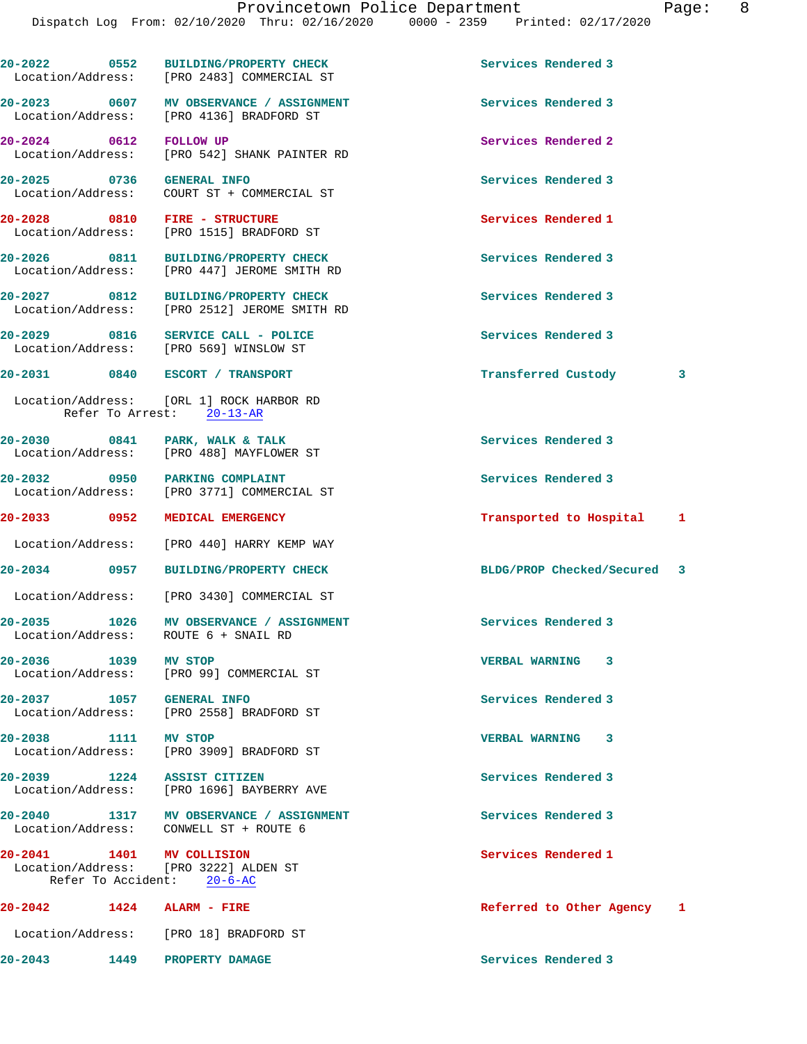20-2022 0552 BUILDING/PROPERTY CHECK Services Rendered 3
Location/Address: [PRO 2483] COMMERCIAL ST

20-2023 0607 MV OBSERVANCE / ASSIGNMENT Services Rendered 3
Location/Address: [PRO 4136] BRADFORD ST

20-2024 0612 FOLLOW UP Services Rendered 2
Location/Address: [PRO 542] SHANK PAINTER RD

20-2025 0736 GENERAL INFO Services Rendered 3
Location/Address: COURT ST + COMMERCIAL ST

20-2028 0810 FIRE - STRUCTURE Services Rendered 1
Location/Address: [PRO 1515] BRADFORD ST

20-2026 0811 BUILDING/PROPERTY CHECK Services Rendered 3
Location/Address: [PRO 447] JEROME SMITH RD

20-2027 0812 BUILDING/PROPERTY CHECK Services Rendered 3
Location/Address: [PRO 2512] JEROME SMITH RD

20-2029 0816 SERVICE CALL - POLICE Services Rendered 3
Location/Address: [PRO 569] WINSLOW ST

20-2031 0840 ESCORT / TRANSPORT Transferred Custody 3
Location/Address: [ORL 1] ROCK HARBOR RD
Refer To Arrest: 20-13-AR

20-2030 0841 PARK, WALK & TALK Services Rendered 3
Location/Address: [PRO 488] MAYFLOWER ST

20-2032 0950 PARKING COMPLAINT Services Rendered 3
Location/Address: [PRO 3771] COMMERCIAL ST

20-2033 0952 MEDICAL EMERGENCY Transported to Hospital 1
Location/Address: [PRO 440] HARRY KEMP WAY

20-2034 0957 BUILDING/PROPERTY CHECK BLDG/PROP Checked/Secured 3
Location/Address: [PRO 3430] COMMERCIAL ST

20-2035 1026 MV OBSERVANCE / ASSIGNMENT Services Rendered 3
Location/Address: ROUTE 6 + SNAIL RD

20-2036 1039 MV STOP VERBAL WARNING 3
Location/Address: [PRO 99] COMMERCIAL ST

20-2037 1057 GENERAL INFO Services Rendered 3
Location/Address: [PRO 2558] BRADFORD ST

20-2038 1111 MV STOP VERBAL WARNING 3
Location/Address: [PRO 3909] BRADFORD ST

20-2039 1224 ASSIST CITIZEN Services Rendered 3
Location/Address: [PRO 1696] BAYBERRY AVE

20-2040 1317 MV OBSERVANCE / ASSIGNMENT Services Rendered 3
Location/Address: CONWELL ST + ROUTE 6

20-2041 1401 MV COLLISION Services Rendered 1
Location/Address: [PRO 3222] ALDEN ST
Refer To Accident: 20-6-AC

20-2042 1424 ALARM - FIRE Referred to Other Agency 1
Location/Address: [PRO 18] BRADFORD ST

20-2043 1449 PROPERTY DAMAGE Services Rendered 3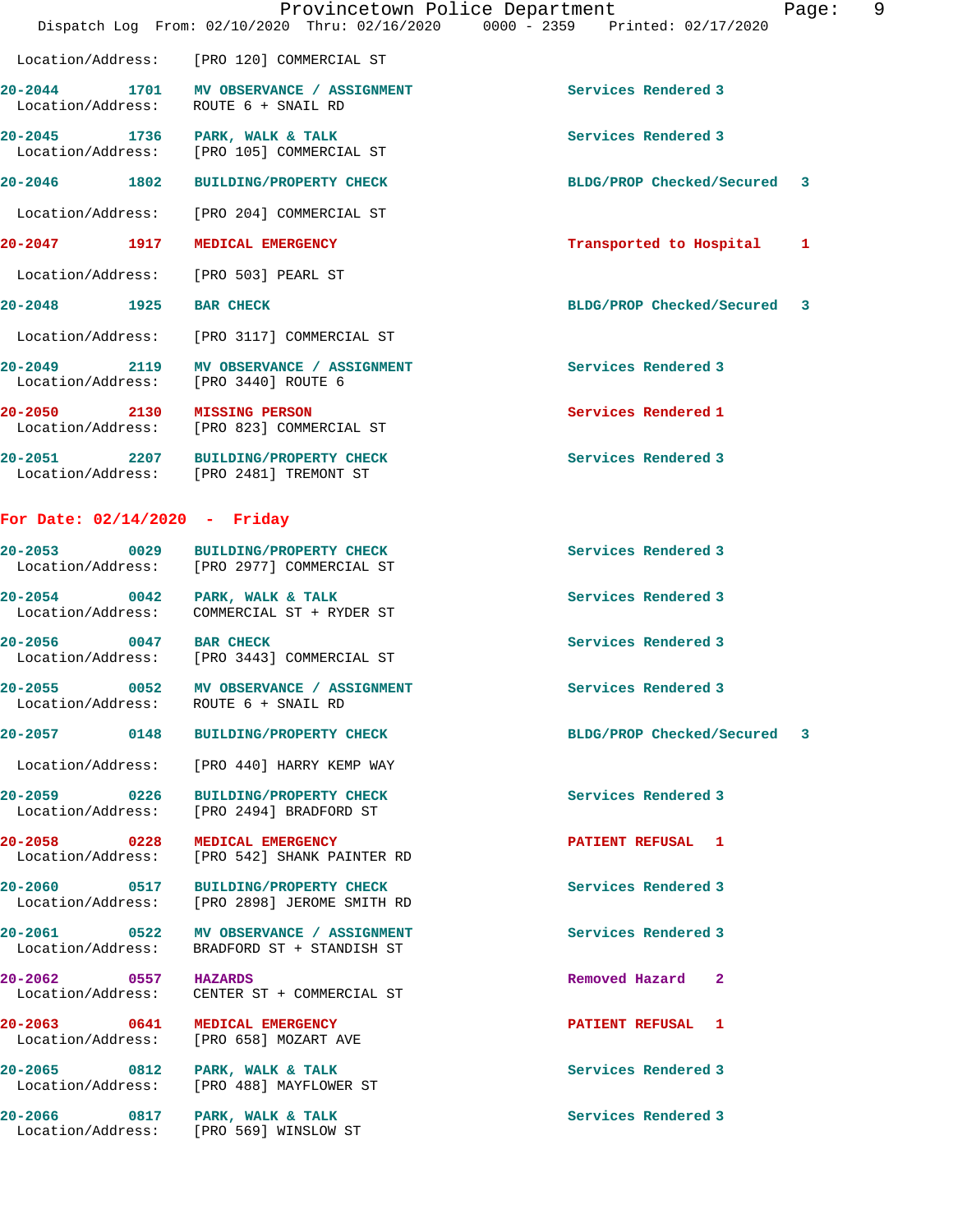Location/Address: [PRO 120] COMMERCIAL ST

**20-2044 1701 MV OBSERVANCE / ASSIGNMENT** Services Rendered 3
Location/Address: ROUTE 6 + SNAIL RD

**20-2045 1736 PARK, WALK & TALK** Services Rendered 3
Location/Address: [PRO 105] COMMERCIAL ST

**20-2046 1802 BUILDING/PROPERTY CHECK** BLDG/PROP Checked/Secured 3
Location/Address: [PRO 204] COMMERCIAL ST

**20-2047 1917 MEDICAL EMERGENCY** Transported to Hospital 1
Location/Address: [PRO 503] PEARL ST

**20-2048 1925 BAR CHECK** BLDG/PROP Checked/Secured 3
Location/Address: [PRO 3117] COMMERCIAL ST

**20-2049 2119 MV OBSERVANCE / ASSIGNMENT** Services Rendered 3
Location/Address: [PRO 3440] ROUTE 6

**20-2050 2130 MISSING PERSON** Services Rendered 1
Location/Address: [PRO 823] COMMERCIAL ST

**20-2051 2207 BUILDING/PROPERTY CHECK** Services Rendered 3
Location/Address: [PRO 2481] TREMONT ST

## For Date: 02/14/2020 - Friday

**20-2053 0029 BUILDING/PROPERTY CHECK** Services Rendered 3
Location/Address: [PRO 2977] COMMERCIAL ST

**20-2054 0042 PARK, WALK & TALK** Services Rendered 3
Location/Address: COMMERCIAL ST + RYDER ST

**20-2056 0047 BAR CHECK** Services Rendered 3
Location/Address: [PRO 3443] COMMERCIAL ST

**20-2055 0052 MV OBSERVANCE / ASSIGNMENT** Services Rendered 3
Location/Address: ROUTE 6 + SNAIL RD

**20-2057 0148 BUILDING/PROPERTY CHECK** BLDG/PROP Checked/Secured 3
Location/Address: [PRO 440] HARRY KEMP WAY

**20-2059 0226 BUILDING/PROPERTY CHECK** Services Rendered 3
Location/Address: [PRO 2494] BRADFORD ST

**20-2058 0228 MEDICAL EMERGENCY** PATIENT REFUSAL 1
Location/Address: [PRO 542] SHANK PAINTER RD

**20-2060 0517 BUILDING/PROPERTY CHECK** Services Rendered 3
Location/Address: [PRO 2898] JEROME SMITH RD

**20-2061 0522 MV OBSERVANCE / ASSIGNMENT** Services Rendered 3
Location/Address: BRADFORD ST + STANDISH ST

**20-2062 0557 HAZARDS** Removed Hazard 2
Location/Address: CENTER ST + COMMERCIAL ST

**20-2063 0641 MEDICAL EMERGENCY** PATIENT REFUSAL 1
Location/Address: [PRO 658] MOZART AVE

**20-2065 0812 PARK, WALK & TALK** Services Rendered 3
Location/Address: [PRO 488] MAYFLOWER ST

**20-2066 0817 PARK, WALK & TALK** Services Rendered 3
Location/Address: [PRO 569] WINSLOW ST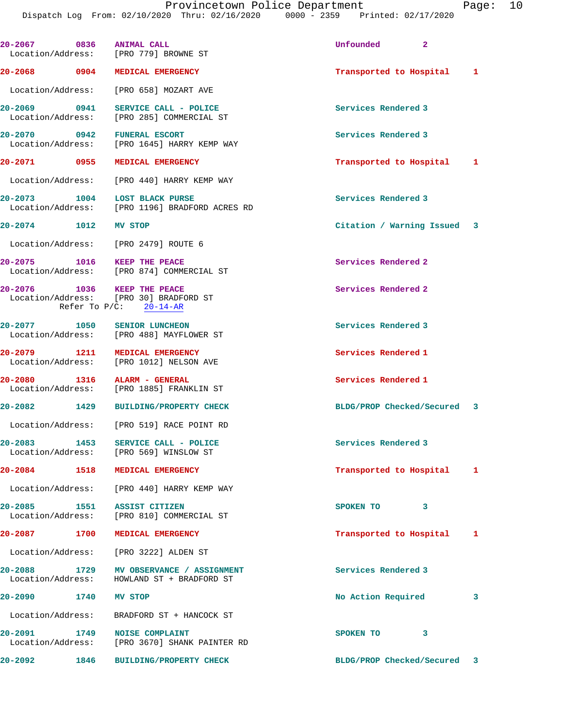| Call # | Time | Call Reason | Action | Priority |
|---|---|---|---|---|
| 20-2067 | 0836 | ANIMAL CALL | Unfounded | 2 |
| | | Location/Address: [PRO 779] BROWNE ST | | |
| 20-2068 | 0904 | MEDICAL EMERGENCY | Transported to Hospital | 1 |
| | | Location/Address: [PRO 658] MOZART AVE | | |
| 20-2069 | 0941 | SERVICE CALL - POLICE | Services Rendered | 3 |
| | | Location/Address: [PRO 285] COMMERCIAL ST | | |
| 20-2070 | 0942 | FUNERAL ESCORT | Services Rendered | 3 |
| | | Location/Address: [PRO 1645] HARRY KEMP WAY | | |
| 20-2071 | 0955 | MEDICAL EMERGENCY | Transported to Hospital | 1 |
| | | Location/Address: [PRO 440] HARRY KEMP WAY | | |
| 20-2073 | 1004 | LOST BLACK PURSE | Services Rendered | 3 |
| | | Location/Address: [PRO 1196] BRADFORD ACRES RD | | |
| 20-2074 | 1012 | MV STOP | Citation / Warning Issued | 3 |
| | | Location/Address: [PRO 2479] ROUTE 6 | | |
| 20-2075 | 1016 | KEEP THE PEACE | Services Rendered | 2 |
| | | Location/Address: [PRO 874] COMMERCIAL ST | | |
| 20-2076 | 1036 | KEEP THE PEACE | Services Rendered | 2 |
| | | Location/Address: [PRO 30] BRADFORD ST | | |
| | | Refer To P/C: 20-14-AR | | |
| 20-2077 | 1050 | SENIOR LUNCHEON | Services Rendered | 3 |
| | | Location/Address: [PRO 488] MAYFLOWER ST | | |
| 20-2079 | 1211 | MEDICAL EMERGENCY | Services Rendered | 1 |
| | | Location/Address: [PRO 1012] NELSON AVE | | |
| 20-2080 | 1316 | ALARM - GENERAL | Services Rendered | 1 |
| | | Location/Address: [PRO 1885] FRANKLIN ST | | |
| 20-2082 | 1429 | BUILDING/PROPERTY CHECK | BLDG/PROP Checked/Secured | 3 |
| | | Location/Address: [PRO 519] RACE POINT RD | | |
| 20-2083 | 1453 | SERVICE CALL - POLICE | Services Rendered | 3 |
| | | Location/Address: [PRO 569] WINSLOW ST | | |
| 20-2084 | 1518 | MEDICAL EMERGENCY | Transported to Hospital | 1 |
| | | Location/Address: [PRO 440] HARRY KEMP WAY | | |
| 20-2085 | 1551 | ASSIST CITIZEN | SPOKEN TO | 3 |
| | | Location/Address: [PRO 810] COMMERCIAL ST | | |
| 20-2087 | 1700 | MEDICAL EMERGENCY | Transported to Hospital | 1 |
| | | Location/Address: [PRO 3222] ALDEN ST | | |
| 20-2088 | 1729 | MV OBSERVANCE / ASSIGNMENT | Services Rendered | 3 |
| | | Location/Address: HOWLAND ST + BRADFORD ST | | |
| 20-2090 | 1740 | MV STOP | No Action Required | 3 |
| | | Location/Address: BRADFORD ST + HANCOCK ST | | |
| 20-2091 | 1749 | NOISE COMPLAINT | SPOKEN TO | 3 |
| | | Location/Address: [PRO 3670] SHANK PAINTER RD | | |
| 20-2092 | 1846 | BUILDING/PROPERTY CHECK | BLDG/PROP Checked/Secured | 3 |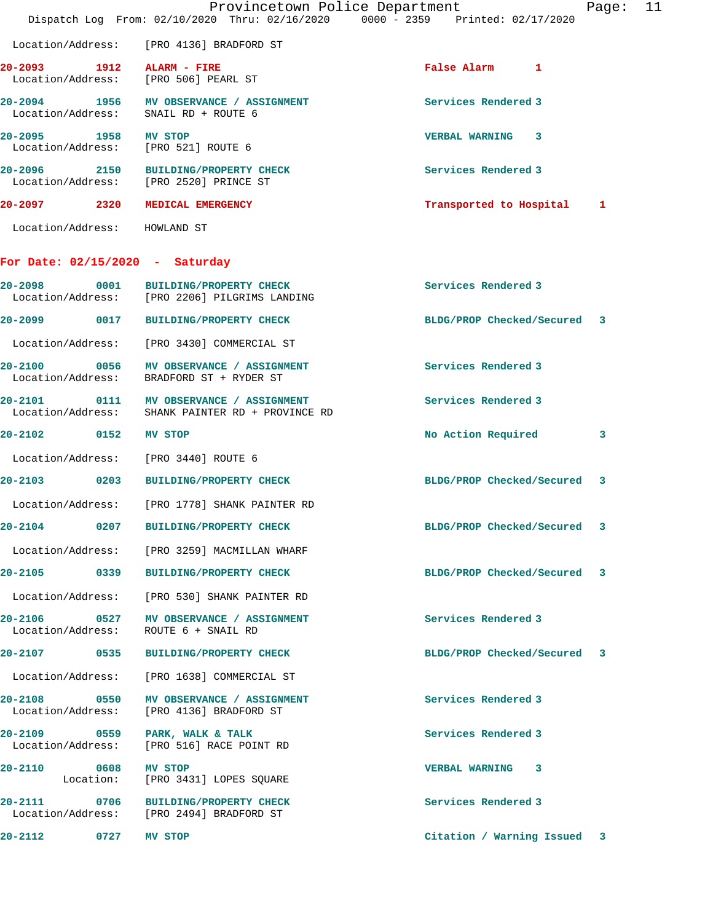Location/Address: [PRO 4136] BRADFORD ST

**20-2093 1912 ALARM - FIRE** False Alarm 1
Location/Address: [PRO 506] PEARL ST

**20-2094 1956 MV OBSERVANCE / ASSIGNMENT** Services Rendered 3
Location/Address: SNAIL RD + ROUTE 6

**20-2095 1958 MV STOP** VERBAL WARNING 3
Location/Address: [PRO 521] ROUTE 6

**20-2096 2150 BUILDING/PROPERTY CHECK** Services Rendered 3
Location/Address: [PRO 2520] PRINCE ST

**20-2097 2320 MEDICAL EMERGENCY** Transported to Hospital 1
Location/Address: HOWLAND ST

## For Date: 02/15/2020 - Saturday

**20-2098 0001 BUILDING/PROPERTY CHECK** Services Rendered 3
Location/Address: [PRO 2206] PILGRIMS LANDING

**20-2099 0017 BUILDING/PROPERTY CHECK** BLDG/PROP Checked/Secured 3
Location/Address: [PRO 3430] COMMERCIAL ST

**20-2100 0056 MV OBSERVANCE / ASSIGNMENT** Services Rendered 3
Location/Address: BRADFORD ST + RYDER ST

**20-2101 0111 MV OBSERVANCE / ASSIGNMENT** Services Rendered 3
Location/Address: SHANK PAINTER RD + PROVINCE RD

**20-2102 0152 MV STOP** No Action Required 3
Location/Address: [PRO 3440] ROUTE 6

**20-2103 0203 BUILDING/PROPERTY CHECK** BLDG/PROP Checked/Secured 3
Location/Address: [PRO 1778] SHANK PAINTER RD

**20-2104 0207 BUILDING/PROPERTY CHECK** BLDG/PROP Checked/Secured 3
Location/Address: [PRO 3259] MACMILLAN WHARF

**20-2105 0339 BUILDING/PROPERTY CHECK** BLDG/PROP Checked/Secured 3
Location/Address: [PRO 530] SHANK PAINTER RD

**20-2106 0527 MV OBSERVANCE / ASSIGNMENT** Services Rendered 3
Location/Address: ROUTE 6 + SNAIL RD

**20-2107 0535 BUILDING/PROPERTY CHECK** BLDG/PROP Checked/Secured 3
Location/Address: [PRO 1638] COMMERCIAL ST

**20-2108 0550 MV OBSERVANCE / ASSIGNMENT** Services Rendered 3
Location/Address: [PRO 4136] BRADFORD ST

**20-2109 0559 PARK, WALK & TALK** Services Rendered 3
Location/Address: [PRO 516] RACE POINT RD

**20-2110 0608 MV STOP** VERBAL WARNING 3
Location: [PRO 3431] LOPES SQUARE

**20-2111 0706 BUILDING/PROPERTY CHECK** Services Rendered 3
Location/Address: [PRO 2494] BRADFORD ST

**20-2112 0727 MV STOP** Citation / Warning Issued 3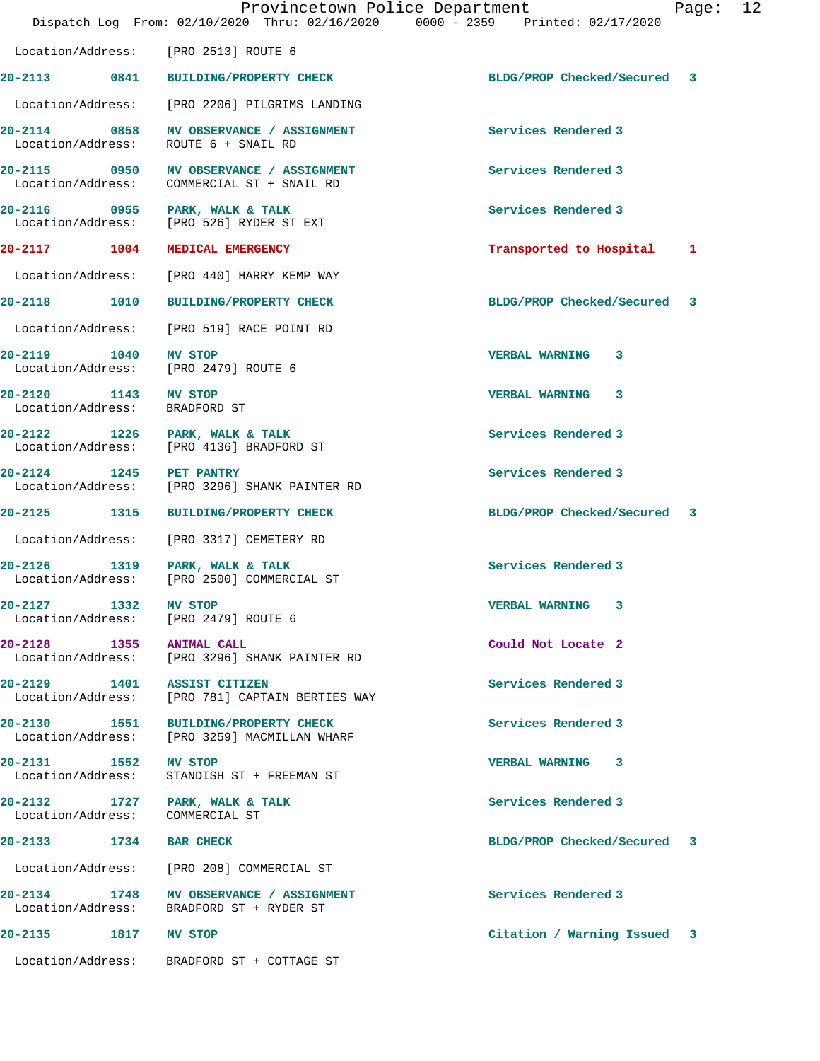Location/Address: [PRO 2513] ROUTE 6

| Call # | Time | Call Type | Disposition | Priority |
|---|---|---|---|---|
| 20-2113 | 0841 | BUILDING/PROPERTY CHECK | BLDG/PROP Checked/Secured | 3 |
| | | Location/Address: [PRO 2206] PILGRIMS LANDING | | |
| 20-2114 | 0858 | MV OBSERVANCE / ASSIGNMENT | Services Rendered | 3 |
| | | Location/Address: ROUTE 6 + SNAIL RD | | |
| 20-2115 | 0950 | MV OBSERVANCE / ASSIGNMENT | Services Rendered | 3 |
| | | Location/Address: COMMERCIAL ST + SNAIL RD | | |
| 20-2116 | 0955 | PARK, WALK & TALK | Services Rendered | 3 |
| | | Location/Address: [PRO 526] RYDER ST EXT | | |
| 20-2117 | 1004 | MEDICAL EMERGENCY | Transported to Hospital | 1 |
| | | Location/Address: [PRO 440] HARRY KEMP WAY | | |
| 20-2118 | 1010 | BUILDING/PROPERTY CHECK | BLDG/PROP Checked/Secured | 3 |
| | | Location/Address: [PRO 519] RACE POINT RD | | |
| 20-2119 | 1040 | MV STOP | VERBAL WARNING | 3 |
| | | Location/Address: [PRO 2479] ROUTE 6 | | |
| 20-2120 | 1143 | MV STOP | VERBAL WARNING | 3 |
| | | Location/Address: BRADFORD ST | | |
| 20-2122 | 1226 | PARK, WALK & TALK | Services Rendered | 3 |
| | | Location/Address: [PRO 4136] BRADFORD ST | | |
| 20-2124 | 1245 | PET PANTRY | Services Rendered | 3 |
| | | Location/Address: [PRO 3296] SHANK PAINTER RD | | |
| 20-2125 | 1315 | BUILDING/PROPERTY CHECK | BLDG/PROP Checked/Secured | 3 |
| | | Location/Address: [PRO 3317] CEMETERY RD | | |
| 20-2126 | 1319 | PARK, WALK & TALK | Services Rendered | 3 |
| | | Location/Address: [PRO 2500] COMMERCIAL ST | | |
| 20-2127 | 1332 | MV STOP | VERBAL WARNING | 3 |
| | | Location/Address: [PRO 2479] ROUTE 6 | | |
| 20-2128 | 1355 | ANIMAL CALL | Could Not Locate | 2 |
| | | Location/Address: [PRO 3296] SHANK PAINTER RD | | |
| 20-2129 | 1401 | ASSIST CITIZEN | Services Rendered | 3 |
| | | Location/Address: [PRO 781] CAPTAIN BERTIES WAY | | |
| 20-2130 | 1551 | BUILDING/PROPERTY CHECK | Services Rendered | 3 |
| | | Location/Address: [PRO 3259] MACMILLAN WHARF | | |
| 20-2131 | 1552 | MV STOP | VERBAL WARNING | 3 |
| | | Location/Address: STANDISH ST + FREEMAN ST | | |
| 20-2132 | 1727 | PARK, WALK & TALK | Services Rendered | 3 |
| | | Location/Address: COMMERCIAL ST | | |
| 20-2133 | 1734 | BAR CHECK | BLDG/PROP Checked/Secured | 3 |
| | | Location/Address: [PRO 208] COMMERCIAL ST | | |
| 20-2134 | 1748 | MV OBSERVANCE / ASSIGNMENT | Services Rendered | 3 |
| | | Location/Address: BRADFORD ST + RYDER ST | | |
| 20-2135 | 1817 | MV STOP | Citation / Warning Issued | 3 |
| | | Location/Address: BRADFORD ST + COTTAGE ST | | |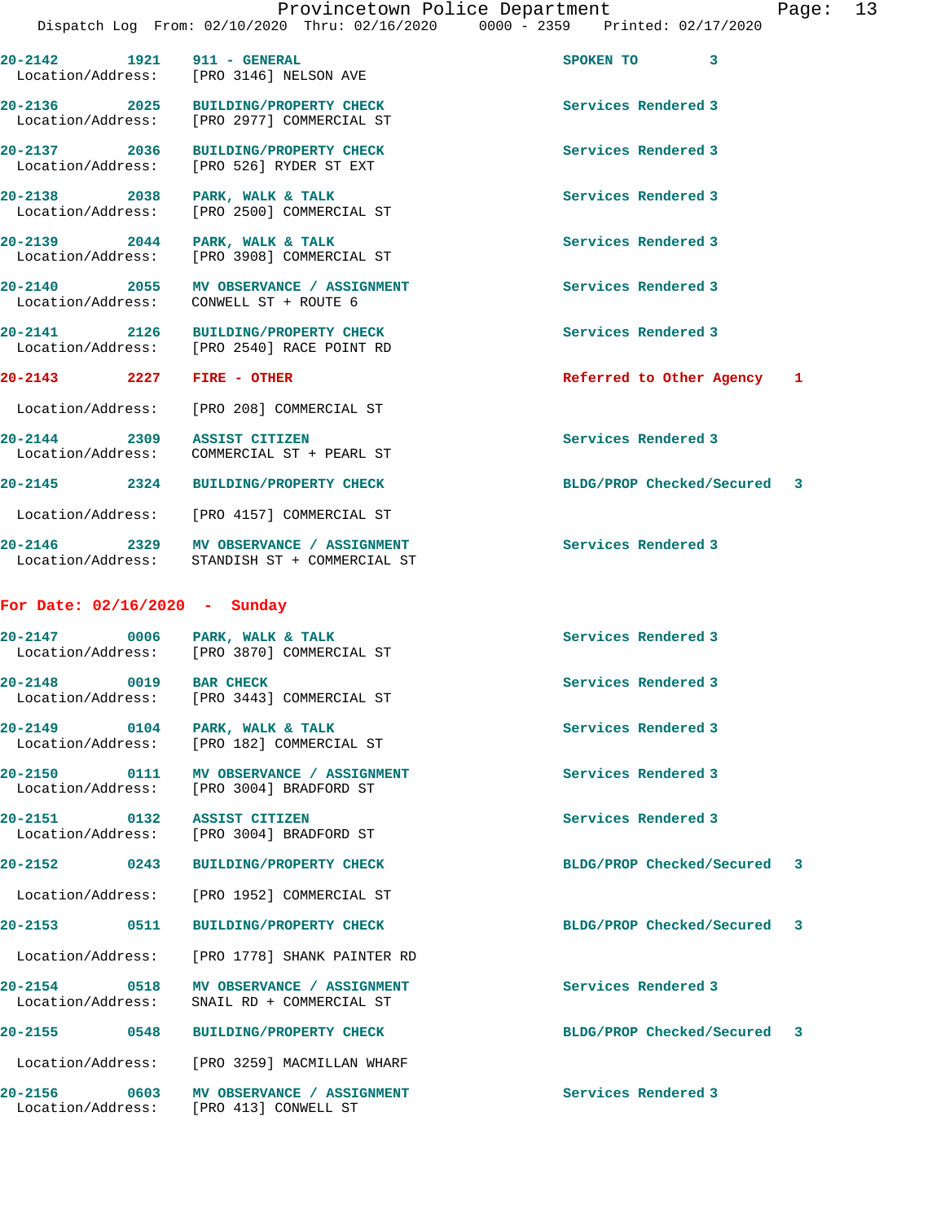20-2142 1921 911 - GENERAL SPOKEN TO 3
Location/Address: [PRO 3146] NELSON AVE

20-2136 2025 BUILDING/PROPERTY CHECK Services Rendered 3
Location/Address: [PRO 2977] COMMERCIAL ST

20-2137 2036 BUILDING/PROPERTY CHECK Services Rendered 3
Location/Address: [PRO 526] RYDER ST EXT

20-2138 2038 PARK, WALK & TALK Services Rendered 3
Location/Address: [PRO 2500] COMMERCIAL ST

20-2139 2044 PARK, WALK & TALK Services Rendered 3
Location/Address: [PRO 3908] COMMERCIAL ST

20-2140 2055 MV OBSERVANCE / ASSIGNMENT Services Rendered 3
Location/Address: CONWELL ST + ROUTE 6

20-2141 2126 BUILDING/PROPERTY CHECK Services Rendered 3
Location/Address: [PRO 2540] RACE POINT RD

20-2143 2227 FIRE - OTHER Referred to Other Agency 1
Location/Address: [PRO 208] COMMERCIAL ST

20-2144 2309 ASSIST CITIZEN Services Rendered 3
Location/Address: COMMERCIAL ST + PEARL ST

20-2145 2324 BUILDING/PROPERTY CHECK BLDG/PROP Checked/Secured 3
Location/Address: [PRO 4157] COMMERCIAL ST

20-2146 2329 MV OBSERVANCE / ASSIGNMENT Services Rendered 3
Location/Address: STANDISH ST + COMMERCIAL ST

## For Date: 02/16/2020 - Sunday

20-2147 0006 PARK, WALK & TALK Services Rendered 3
Location/Address: [PRO 3870] COMMERCIAL ST

20-2148 0019 BAR CHECK Services Rendered 3
Location/Address: [PRO 3443] COMMERCIAL ST

20-2149 0104 PARK, WALK & TALK Services Rendered 3
Location/Address: [PRO 182] COMMERCIAL ST

20-2150 0111 MV OBSERVANCE / ASSIGNMENT Services Rendered 3
Location/Address: [PRO 3004] BRADFORD ST

20-2151 0132 ASSIST CITIZEN Services Rendered 3
Location/Address: [PRO 3004] BRADFORD ST

20-2152 0243 BUILDING/PROPERTY CHECK BLDG/PROP Checked/Secured 3
Location/Address: [PRO 1952] COMMERCIAL ST

20-2153 0511 BUILDING/PROPERTY CHECK BLDG/PROP Checked/Secured 3
Location/Address: [PRO 1778] SHANK PAINTER RD

20-2154 0518 MV OBSERVANCE / ASSIGNMENT Services Rendered 3
Location/Address: SNAIL RD + COMMERCIAL ST

20-2155 0548 BUILDING/PROPERTY CHECK BLDG/PROP Checked/Secured 3
Location/Address: [PRO 3259] MACMILLAN WHARF

20-2156 0603 MV OBSERVANCE / ASSIGNMENT Services Rendered 3
Location/Address: [PRO 413] CONWELL ST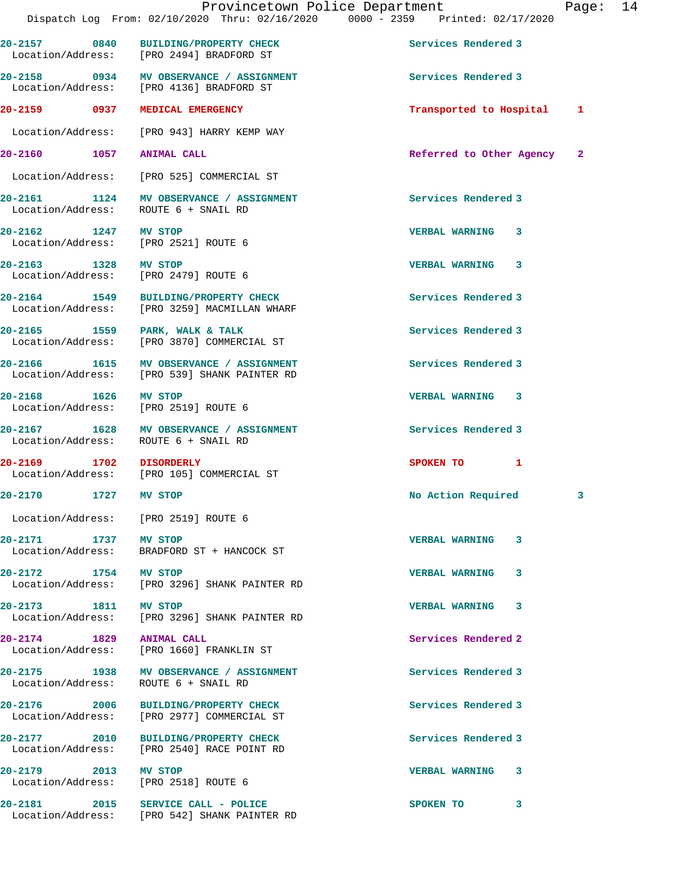| Call Number | Time | Call Reason | Action | Priority |
|---|---|---|---|---|
| 20-2157 | 0840 | BUILDING/PROPERTY CHECK | Services Rendered | 3 |
| Location/Address: | | [PRO 2494] BRADFORD ST | | |
| 20-2158 | 0934 | MV OBSERVANCE / ASSIGNMENT | Services Rendered | 3 |
| Location/Address: | | [PRO 4136] BRADFORD ST | | |
| 20-2159 | 0937 | MEDICAL EMERGENCY | Transported to Hospital | 1 |
| Location/Address: | | [PRO 943] HARRY KEMP WAY | | |
| 20-2160 | 1057 | ANIMAL CALL | Referred to Other Agency | 2 |
| Location/Address: | | [PRO 525] COMMERCIAL ST | | |
| 20-2161 | 1124 | MV OBSERVANCE / ASSIGNMENT | Services Rendered | 3 |
| Location/Address: | | ROUTE 6 + SNAIL RD | | |
| 20-2162 | 1247 | MV STOP | VERBAL WARNING | 3 |
| Location/Address: | | [PRO 2521] ROUTE 6 | | |
| 20-2163 | 1328 | MV STOP | VERBAL WARNING | 3 |
| Location/Address: | | [PRO 2479] ROUTE 6 | | |
| 20-2164 | 1549 | BUILDING/PROPERTY CHECK | Services Rendered | 3 |
| Location/Address: | | [PRO 3259] MACMILLAN WHARF | | |
| 20-2165 | 1559 | PARK, WALK & TALK | Services Rendered | 3 |
| Location/Address: | | [PRO 3870] COMMERCIAL ST | | |
| 20-2166 | 1615 | MV OBSERVANCE / ASSIGNMENT | Services Rendered | 3 |
| Location/Address: | | [PRO 539] SHANK PAINTER RD | | |
| 20-2168 | 1626 | MV STOP | VERBAL WARNING | 3 |
| Location/Address: | | [PRO 2519] ROUTE 6 | | |
| 20-2167 | 1628 | MV OBSERVANCE / ASSIGNMENT | Services Rendered | 3 |
| Location/Address: | | ROUTE 6 + SNAIL RD | | |
| 20-2169 | 1702 | DISORDERLY | SPOKEN TO | 1 |
| Location/Address: | | [PRO 105] COMMERCIAL ST | | |
| 20-2170 | 1727 | MV STOP | No Action Required | 3 |
| Location/Address: | | [PRO 2519] ROUTE 6 | | |
| 20-2171 | 1737 | MV STOP | VERBAL WARNING | 3 |
| Location/Address: | | BRADFORD ST + HANCOCK ST | | |
| 20-2172 | 1754 | MV STOP | VERBAL WARNING | 3 |
| Location/Address: | | [PRO 3296] SHANK PAINTER RD | | |
| 20-2173 | 1811 | MV STOP | VERBAL WARNING | 3 |
| Location/Address: | | [PRO 3296] SHANK PAINTER RD | | |
| 20-2174 | 1829 | ANIMAL CALL | Services Rendered | 2 |
| Location/Address: | | [PRO 1660] FRANKLIN ST | | |
| 20-2175 | 1938 | MV OBSERVANCE / ASSIGNMENT | Services Rendered | 3 |
| Location/Address: | | ROUTE 6 + SNAIL RD | | |
| 20-2176 | 2006 | BUILDING/PROPERTY CHECK | Services Rendered | 3 |
| Location/Address: | | [PRO 2977] COMMERCIAL ST | | |
| 20-2177 | 2010 | BUILDING/PROPERTY CHECK | Services Rendered | 3 |
| Location/Address: | | [PRO 2540] RACE POINT RD | | |
| 20-2179 | 2013 | MV STOP | VERBAL WARNING | 3 |
| Location/Address: | | [PRO 2518] ROUTE 6 | | |
| 20-2181 | 2015 | SERVICE CALL - POLICE | SPOKEN TO | 3 |
| Location/Address: | | [PRO 542] SHANK PAINTER RD | | |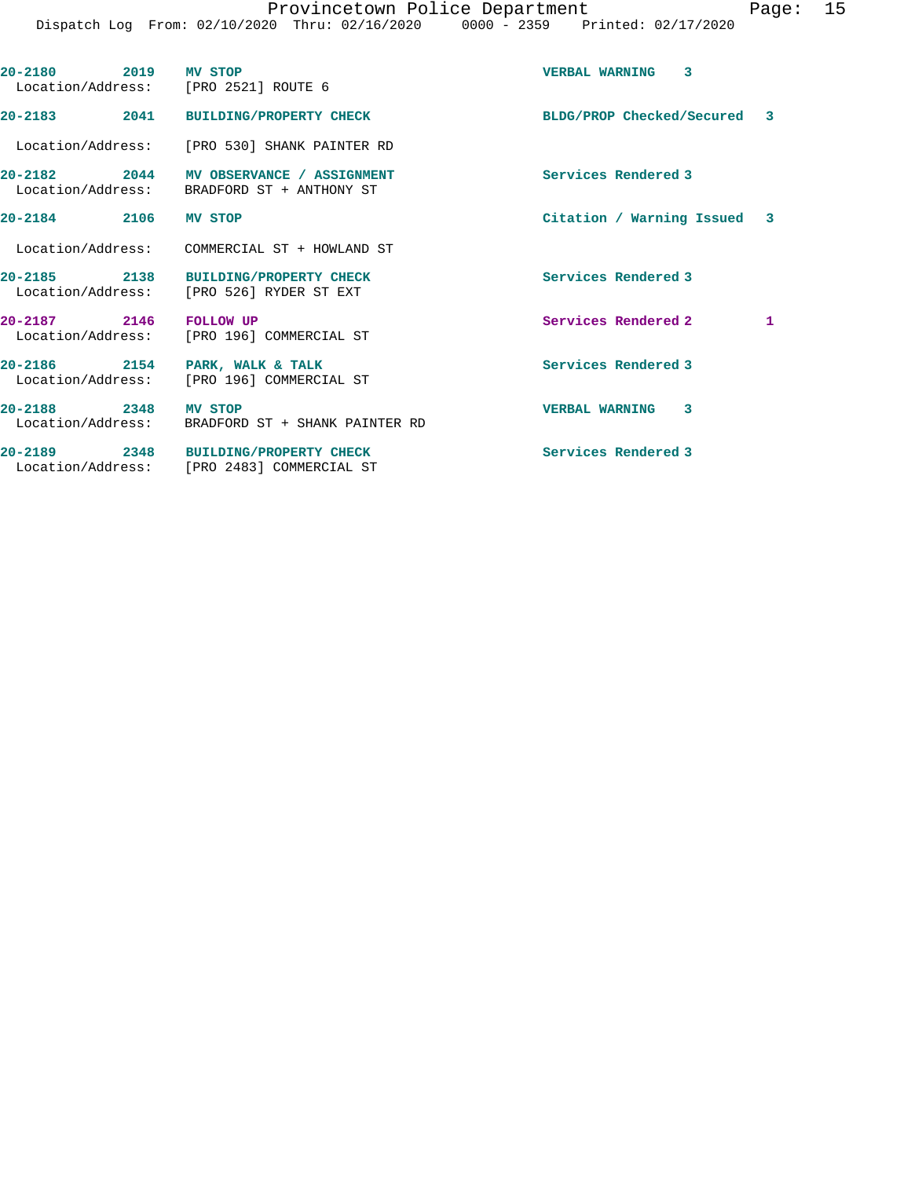| | | | | | |
|---|---|---|---|---|---|
| 20-2180 | 2019 | MV STOP | VERBAL WARNING | 3 | |
| Location/Address: | | [PRO 2521] ROUTE 6 | | | |
| 20-2183 | 2041 | BUILDING/PROPERTY CHECK | BLDG/PROP Checked/Secured | 3 | |
| Location/Address: | | [PRO 530] SHANK PAINTER RD | | | |
| 20-2182 | 2044 | MV OBSERVANCE / ASSIGNMENT | Services Rendered | 3 | |
| Location/Address: | | BRADFORD ST + ANTHONY ST | | | |
| 20-2184 | 2106 | MV STOP | Citation / Warning Issued | 3 | |
| Location/Address: | | COMMERCIAL ST + HOWLAND ST | | | |
| 20-2185 | 2138 | BUILDING/PROPERTY CHECK | Services Rendered | 3 | |
| Location/Address: | | [PRO 526] RYDER ST EXT | | | |
| 20-2187 | 2146 | FOLLOW UP | Services Rendered | 2 | 1 |
| Location/Address: | | [PRO 196] COMMERCIAL ST | | | |
| 20-2186 | 2154 | PARK, WALK & TALK | Services Rendered | 3 | |
| Location/Address: | | [PRO 196] COMMERCIAL ST | | | |
| 20-2188 | 2348 | MV STOP | VERBAL WARNING | 3 | |
| Location/Address: | | BRADFORD ST + SHANK PAINTER RD | | | |
| 20-2189 | 2348 | BUILDING/PROPERTY CHECK | Services Rendered | 3 | |
| Location/Address: | | [PRO 2483] COMMERCIAL ST | | | |